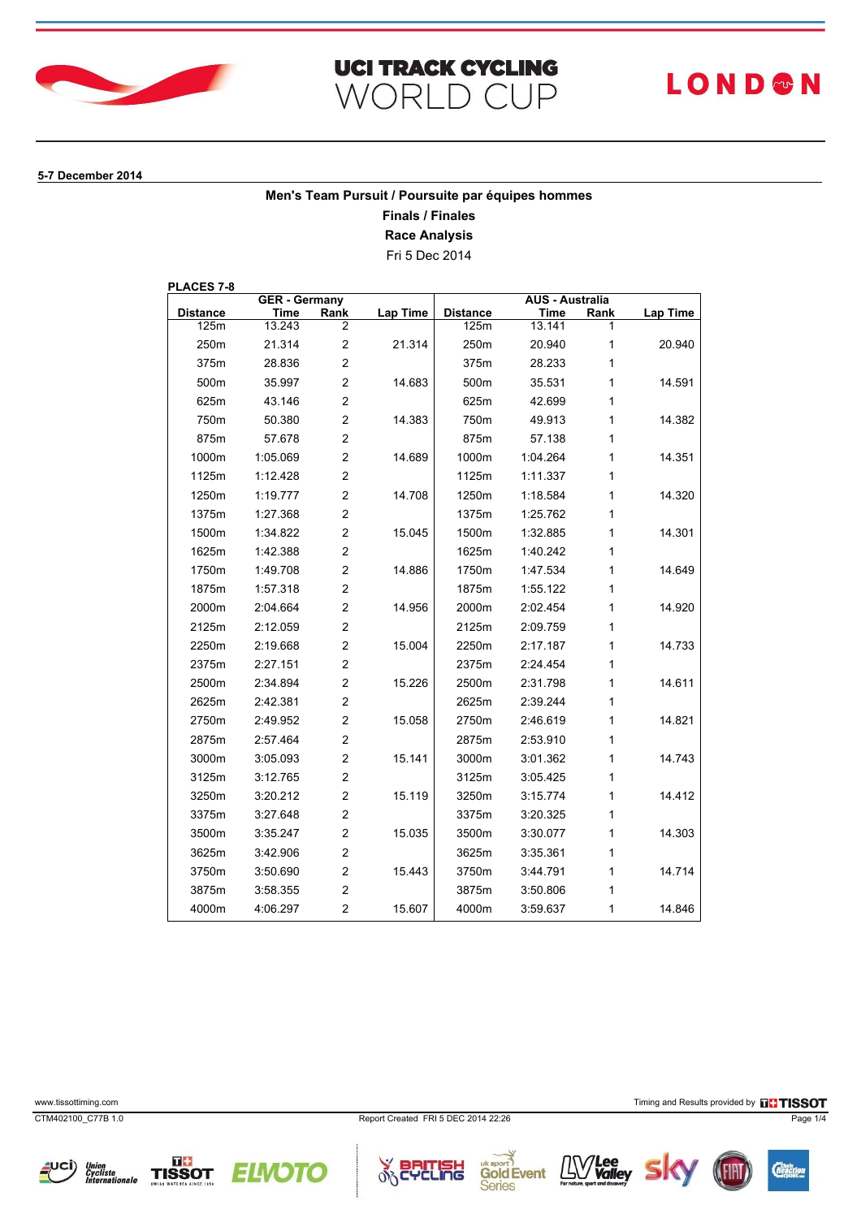# UCI TRACK CYCLING WORLD CUP

LONDON

**5-7 December 2014**

## Men's Team Pursuit / Poursuite par équipes hommes

**Finals / Finales**

**Race Analysis**

Fri 5 Dec 2014

**PLACES 7-8**

| | GER - Germany | | | | AUS - Australia | | |
|---|---|---|---|---|---|---|---|
| **Distance** | **Time** | **Rank** | **Lap Time** | **Distance** | **Time** | **Rank** | **Lap Time** |
| 125m | 13.243 | 2 | | 125m | 13.141 | 1 | |
| 250m | 21.314 | 2 | 21.314 | 250m | 20.940 | 1 | 20.940 |
| 375m | 28.836 | 2 | | 375m | 28.233 | 1 | |
| 500m | 35.997 | 2 | 14.683 | 500m | 35.531 | 1 | 14.591 |
| 625m | 43.146 | 2 | | 625m | 42.699 | 1 | |
| 750m | 50.380 | 2 | 14.383 | 750m | 49.913 | 1 | 14.382 |
| 875m | 57.678 | 2 | | 875m | 57.138 | 1 | |
| 1000m | 1:05.069 | 2 | 14.689 | 1000m | 1:04.264 | 1 | 14.351 |
| 1125m | 1:12.428 | 2 | | 1125m | 1:11.337 | 1 | |
| 1250m | 1:19.777 | 2 | 14.708 | 1250m | 1:18.584 | 1 | 14.320 |
| 1375m | 1:27.368 | 2 | | 1375m | 1:25.762 | 1 | |
| 1500m | 1:34.822 | 2 | 15.045 | 1500m | 1:32.885 | 1 | 14.301 |
| 1625m | 1:42.388 | 2 | | 1625m | 1:40.242 | 1 | |
| 1750m | 1:49.708 | 2 | 14.886 | 1750m | 1:47.534 | 1 | 14.649 |
| 1875m | 1:57.318 | 2 | | 1875m | 1:55.122 | 1 | |
| 2000m | 2:04.664 | 2 | 14.956 | 2000m | 2:02.454 | 1 | 14.920 |
| 2125m | 2:12.059 | 2 | | 2125m | 2:09.759 | 1 | |
| 2250m | 2:19.668 | 2 | 15.004 | 2250m | 2:17.187 | 1 | 14.733 |
| 2375m | 2:27.151 | 2 | | 2375m | 2:24.454 | 1 | |
| 2500m | 2:34.894 | 2 | 15.226 | 2500m | 2:31.798 | 1 | 14.611 |
| 2625m | 2:42.381 | 2 | | 2625m | 2:39.244 | 1 | |
| 2750m | 2:49.952 | 2 | 15.058 | 2750m | 2:46.619 | 1 | 14.821 |
| 2875m | 2:57.464 | 2 | | 2875m | 2:53.910 | 1 | |
| 3000m | 3:05.093 | 2 | 15.141 | 3000m | 3:01.362 | 1 | 14.743 |
| 3125m | 3:12.765 | 2 | | 3125m | 3:05.425 | 1 | |
| 3250m | 3:20.212 | 2 | 15.119 | 3250m | 3:15.774 | 1 | 14.412 |
| 3375m | 3:27.648 | 2 | | 3375m | 3:20.325 | 1 | |
| 3500m | 3:35.247 | 2 | 15.035 | 3500m | 3:30.077 | 1 | 14.303 |
| 3625m | 3:42.906 | 2 | | 3625m | 3:35.361 | 1 | |
| 3750m | 3:50.690 | 2 | 15.443 | 3750m | 3:44.791 | 1 | 14.714 |
| 3875m | 3:58.355 | 2 | | 3875m | 3:50.806 | 1 | |
| 4000m | 4:06.297 | 2 | 15.607 | 4000m | 3:59.637 | 1 | 14.846 |

www.tissottiming.com

Timing and Results provided by TISSOT

CTM402100_C77B 1.0

Report Created FRI 5 DEC 2014 22:26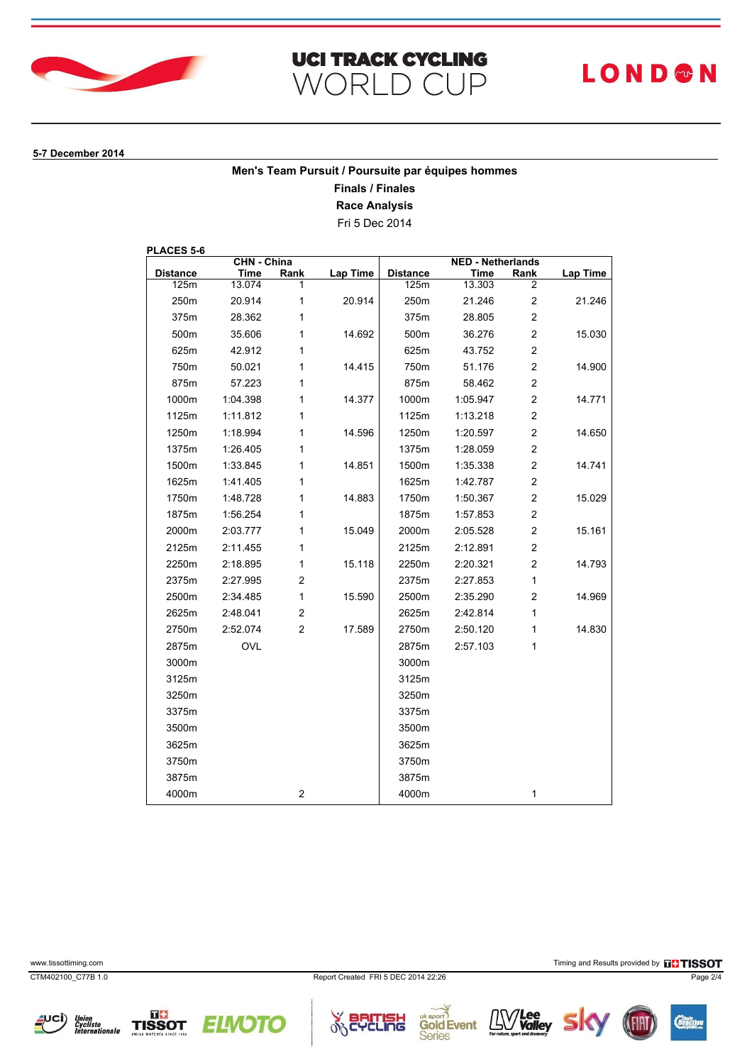# UCI TRACK CYCLING WORLD CUP

LONDON

**5-7 December 2014**

**Men's Team Pursuit / Poursuite par équipes hommes**

**Finals / Finales**

**Race Analysis**

Fri 5 Dec 2014

**PLACES 5-6**

| | CHN - China | | | | NED - Netherlands | | |
|---|---|---|---|---|---|---|---|
| **Distance** | **Time** | **Rank** | **Lap Time** | **Distance** | **Time** | **Rank** | **Lap Time** |
| 125m | 13.074 | 1 | | 125m | 13.303 | 2 | |
| 250m | 20.914 | 1 | 20.914 | 250m | 21.246 | 2 | 21.246 |
| 375m | 28.362 | 1 | | 375m | 28.805 | 2 | |
| 500m | 35.606 | 1 | 14.692 | 500m | 36.276 | 2 | 15.030 |
| 625m | 42.912 | 1 | | 625m | 43.752 | 2 | |
| 750m | 50.021 | 1 | 14.415 | 750m | 51.176 | 2 | 14.900 |
| 875m | 57.223 | 1 | | 875m | 58.462 | 2 | |
| 1000m | 1:04.398 | 1 | 14.377 | 1000m | 1:05.947 | 2 | 14.771 |
| 1125m | 1:11.812 | 1 | | 1125m | 1:13.218 | 2 | |
| 1250m | 1:18.994 | 1 | 14.596 | 1250m | 1:20.597 | 2 | 14.650 |
| 1375m | 1:26.405 | 1 | | 1375m | 1:28.059 | 2 | |
| 1500m | 1:33.845 | 1 | 14.851 | 1500m | 1:35.338 | 2 | 14.741 |
| 1625m | 1:41.405 | 1 | | 1625m | 1:42.787 | 2 | |
| 1750m | 1:48.728 | 1 | 14.883 | 1750m | 1:50.367 | 2 | 15.029 |
| 1875m | 1:56.254 | 1 | | 1875m | 1:57.853 | 2 | |
| 2000m | 2:03.777 | 1 | 15.049 | 2000m | 2:05.528 | 2 | 15.161 |
| 2125m | 2:11.455 | 1 | | 2125m | 2:12.891 | 2 | |
| 2250m | 2:18.895 | 1 | 15.118 | 2250m | 2:20.321 | 2 | 14.793 |
| 2375m | 2:27.995 | 2 | | 2375m | 2:27.853 | 1 | |
| 2500m | 2:34.485 | 1 | 15.590 | 2500m | 2:35.290 | 2 | 14.969 |
| 2625m | 2:48.041 | 2 | | 2625m | 2:42.814 | 1 | |
| 2750m | 2:52.074 | 2 | 17.589 | 2750m | 2:50.120 | 1 | 14.830 |
| 2875m | OVL | | | 2875m | 2:57.103 | 1 | |
| 3000m | | | | 3000m | | | |
| 3125m | | | | 3125m | | | |
| 3250m | | | | 3250m | | | |
| 3375m | | | | 3375m | | | |
| 3500m | | | | 3500m | | | |
| 3625m | | | | 3625m | | | |
| 3750m | | | | 3750m | | | |
| 3875m | | | | 3875m | | | |
| 4000m | | 2 | | 4000m | | 1 | |

www.tissottiming.com

Timing and Results provided by TISSOT

CTM402100_C77B 1.0

Report Created FRI 5 DEC 2014 22:26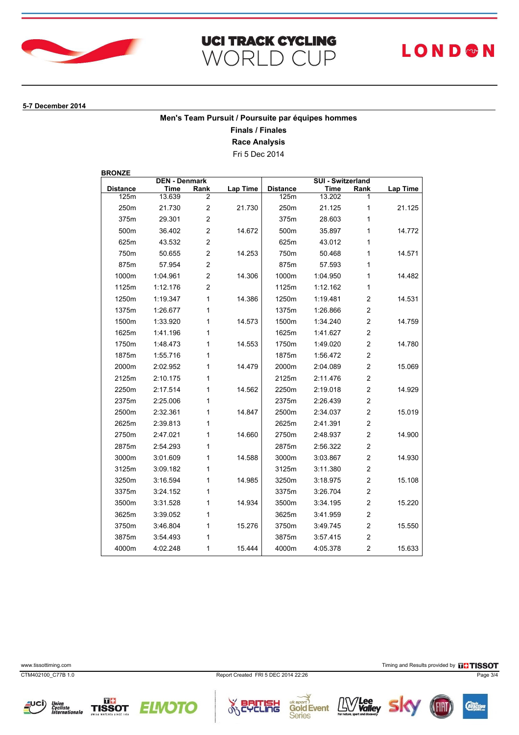# UCI TRACK CYCLING WORLD CUP

LONDON

**5-7 December 2014**

**Men's Team Pursuit / Poursuite par équipes hommes**

**Finals / Finales**

**Race Analysis**

Fri 5 Dec 2014

**BRONZE**

| | DEN - Denmark | | | | SUI - Switzerland | | |
|---|---|---|---|---|---|---|---|
| Distance | Time | Rank | Lap Time | Distance | Time | Rank | Lap Time |
| 125m | 13.639 | 2 | | 125m | 13.202 | 1 | |
| 250m | 21.730 | 2 | 21.730 | 250m | 21.125 | 1 | 21.125 |
| 375m | 29.301 | 2 | | 375m | 28.603 | 1 | |
| 500m | 36.402 | 2 | 14.672 | 500m | 35.897 | 1 | 14.772 |
| 625m | 43.532 | 2 | | 625m | 43.012 | 1 | |
| 750m | 50.655 | 2 | 14.253 | 750m | 50.468 | 1 | 14.571 |
| 875m | 57.954 | 2 | | 875m | 57.593 | 1 | |
| 1000m | 1:04.961 | 2 | 14.306 | 1000m | 1:04.950 | 1 | 14.482 |
| 1125m | 1:12.176 | 2 | | 1125m | 1:12.162 | 1 | |
| 1250m | 1:19.347 | 1 | 14.386 | 1250m | 1:19.481 | 2 | 14.531 |
| 1375m | 1:26.677 | 1 | | 1375m | 1:26.866 | 2 | |
| 1500m | 1:33.920 | 1 | 14.573 | 1500m | 1:34.240 | 2 | 14.759 |
| 1625m | 1:41.196 | 1 | | 1625m | 1:41.627 | 2 | |
| 1750m | 1:48.473 | 1 | 14.553 | 1750m | 1:49.020 | 2 | 14.780 |
| 1875m | 1:55.716 | 1 | | 1875m | 1:56.472 | 2 | |
| 2000m | 2:02.952 | 1 | 14.479 | 2000m | 2:04.089 | 2 | 15.069 |
| 2125m | 2:10.175 | 1 | | 2125m | 2:11.476 | 2 | |
| 2250m | 2:17.514 | 1 | 14.562 | 2250m | 2:19.018 | 2 | 14.929 |
| 2375m | 2:25.006 | 1 | | 2375m | 2:26.439 | 2 | |
| 2500m | 2:32.361 | 1 | 14.847 | 2500m | 2:34.037 | 2 | 15.019 |
| 2625m | 2:39.813 | 1 | | 2625m | 2:41.391 | 2 | |
| 2750m | 2:47.021 | 1 | 14.660 | 2750m | 2:48.937 | 2 | 14.900 |
| 2875m | 2:54.293 | 1 | | 2875m | 2:56.322 | 2 | |
| 3000m | 3:01.609 | 1 | 14.588 | 3000m | 3:03.867 | 2 | 14.930 |
| 3125m | 3:09.182 | 1 | | 3125m | 3:11.380 | 2 | |
| 3250m | 3:16.594 | 1 | 14.985 | 3250m | 3:18.975 | 2 | 15.108 |
| 3375m | 3:24.152 | 1 | | 3375m | 3:26.704 | 2 | |
| 3500m | 3:31.528 | 1 | 14.934 | 3500m | 3:34.195 | 2 | 15.220 |
| 3625m | 3:39.052 | 1 | | 3625m | 3:41.959 | 2 | |
| 3750m | 3:46.804 | 1 | 15.276 | 3750m | 3:49.745 | 2 | 15.550 |
| 3875m | 3:54.493 | 1 | | 3875m | 3:57.415 | 2 | |
| 4000m | 4:02.248 | 1 | 15.444 | 4000m | 4:05.378 | 2 | 15.633 |

www.tissottiming.com

Timing and Results provided by TISSOT

CTM402100_C77B 1.0

Report Created FRI 5 DEC 2014 22:26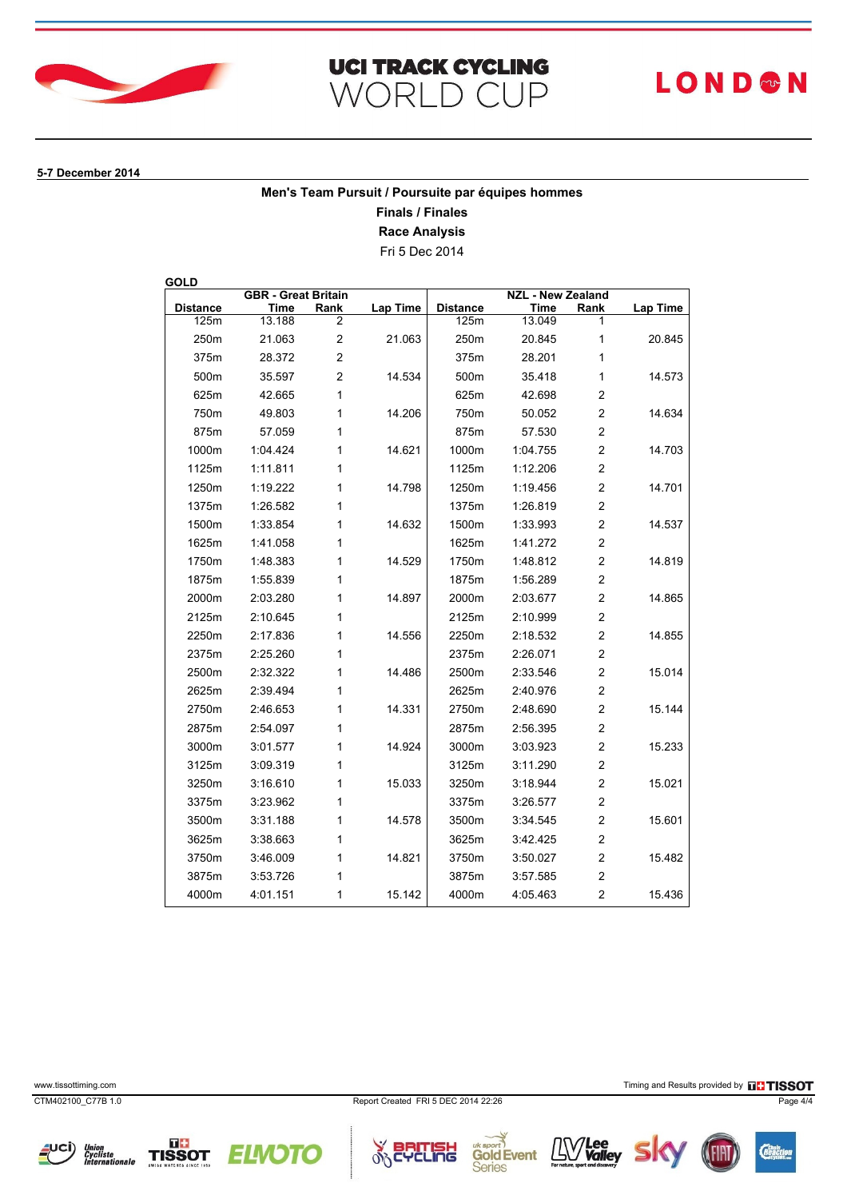# UCI TRACK CYCLING WORLD CUP

LONDON

**5-7 December 2014**

**Men's Team Pursuit / Poursuite par équipes hommes**

**Finals / Finales**

**Race Analysis**

Fri 5 Dec 2014

**GOLD**

| GBR - Great Britain | | | | NZL - New Zealand | | | |
|---|---|---|---|---|---|---|---|
| **Distance** | **Time** | **Rank** | **Lap Time** | **Distance** | **Time** | **Rank** | **Lap Time** |
| 125m | 13.188 | 2 | | 125m | 13.049 | 1 | |
| 250m | 21.063 | 2 | 21.063 | 250m | 20.845 | 1 | 20.845 |
| 375m | 28.372 | 2 | | 375m | 28.201 | 1 | |
| 500m | 35.597 | 2 | 14.534 | 500m | 35.418 | 1 | 14.573 |
| 625m | 42.665 | 1 | | 625m | 42.698 | 2 | |
| 750m | 49.803 | 1 | 14.206 | 750m | 50.052 | 2 | 14.634 |
| 875m | 57.059 | 1 | | 875m | 57.530 | 2 | |
| 1000m | 1:04.424 | 1 | 14.621 | 1000m | 1:04.755 | 2 | 14.703 |
| 1125m | 1:11.811 | 1 | | 1125m | 1:12.206 | 2 | |
| 1250m | 1:19.222 | 1 | 14.798 | 1250m | 1:19.456 | 2 | 14.701 |
| 1375m | 1:26.582 | 1 | | 1375m | 1:26.819 | 2 | |
| 1500m | 1:33.854 | 1 | 14.632 | 1500m | 1:33.993 | 2 | 14.537 |
| 1625m | 1:41.058 | 1 | | 1625m | 1:41.272 | 2 | |
| 1750m | 1:48.383 | 1 | 14.529 | 1750m | 1:48.812 | 2 | 14.819 |
| 1875m | 1:55.839 | 1 | | 1875m | 1:56.289 | 2 | |
| 2000m | 2:03.280 | 1 | 14.897 | 2000m | 2:03.677 | 2 | 14.865 |
| 2125m | 2:10.645 | 1 | | 2125m | 2:10.999 | 2 | |
| 2250m | 2:17.836 | 1 | 14.556 | 2250m | 2:18.532 | 2 | 14.855 |
| 2375m | 2:25.260 | 1 | | 2375m | 2:26.071 | 2 | |
| 2500m | 2:32.322 | 1 | 14.486 | 2500m | 2:33.546 | 2 | 15.014 |
| 2625m | 2:39.494 | 1 | | 2625m | 2:40.976 | 2 | |
| 2750m | 2:46.653 | 1 | 14.331 | 2750m | 2:48.690 | 2 | 15.144 |
| 2875m | 2:54.097 | 1 | | 2875m | 2:56.395 | 2 | |
| 3000m | 3:01.577 | 1 | 14.924 | 3000m | 3:03.923 | 2 | 15.233 |
| 3125m | 3:09.319 | 1 | | 3125m | 3:11.290 | 2 | |
| 3250m | 3:16.610 | 1 | 15.033 | 3250m | 3:18.944 | 2 | 15.021 |
| 3375m | 3:23.962 | 1 | | 3375m | 3:26.577 | 2 | |
| 3500m | 3:31.188 | 1 | 14.578 | 3500m | 3:34.545 | 2 | 15.601 |
| 3625m | 3:38.663 | 1 | | 3625m | 3:42.425 | 2 | |
| 3750m | 3:46.009 | 1 | 14.821 | 3750m | 3:50.027 | 2 | 15.482 |
| 3875m | 3:53.726 | 1 | | 3875m | 3:57.585 | 2 | |
| 4000m | 4:01.151 | 1 | 15.142 | 4000m | 4:05.463 | 2 | 15.436 |

www.tissottiming.com

Timing and Results provided by TISSOT

CTM402100_C77B 1.0

Report Created FRI 5 DEC 2014 22:26